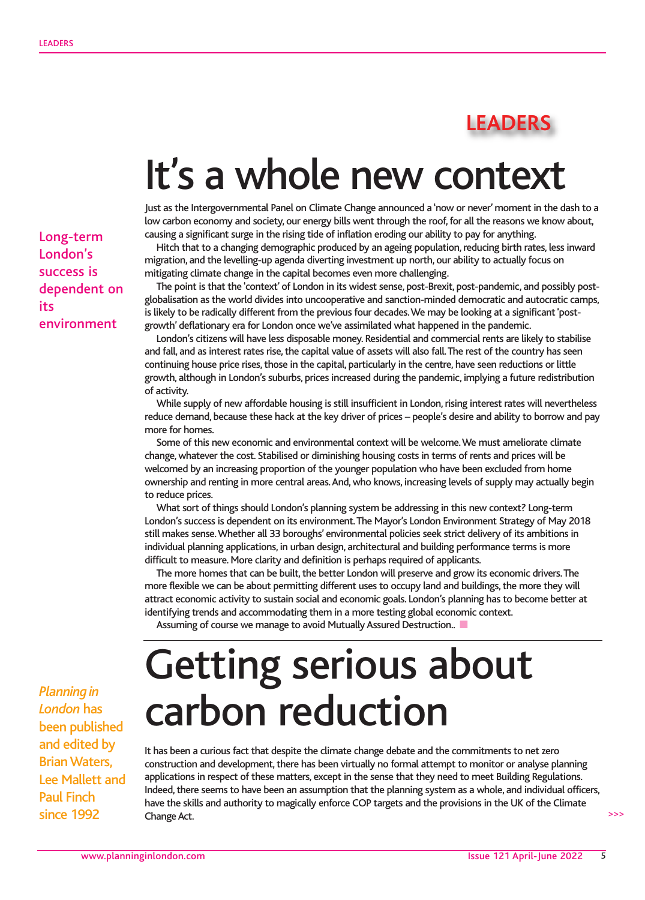# LEADERS

## It's a whole new context

*Long-term London's success is dependent on its environment*

Just as the Intergovernmental Panel on Climate Change announced a 'now or never' moment in the dash to a low carbon economy and society, our energy bills went through the roof, for all the reasons we know about, causing a significant surge in the rising tide of inflation eroding our ability to pay for anything.

Hitch that to a changing demographic produced by an ageing population, reducing birth rates, less inward migration, and the levelling-up agenda diverting investment up north, our ability to actually focus on mitigating climate change in the capital becomes even more challenging.

The point is that the 'context' of London in its widest sense, post-Brexit, post-pandemic, and possibly post-globalisation as the world divides into uncooperative and sanction-minded democratic and autocratic camps, is likely to be radically different from the previous four decades. We may be looking at a significant 'post-growth' deflationary era for London once we've assimilated what happened in the pandemic.

London's citizens will have less disposable money. Residential and commercial rents are likely to stabilise and fall, and as interest rates rise, the capital value of assets will also fall. The rest of the country has seen continuing house price rises, those in the capital, particularly in the centre, have seen reductions or little growth, although in London's suburbs, prices increased during the pandemic, implying a future redistribution of activity.

While supply of new affordable housing is still insufficient in London, rising interest rates will nevertheless reduce demand, because these hack at the key driver of prices – people's desire and ability to borrow and pay more for homes.

Some of this new economic and environmental context will be welcome. We must ameliorate climate change, whatever the cost. Stabilised or diminishing housing costs in terms of rents and prices will be welcomed by an increasing proportion of the younger population who have been excluded from home ownership and renting in more central areas. And, who knows, increasing levels of supply may actually begin to reduce prices.

What sort of things should London's planning system be addressing in this new context? Long-term London's success is dependent on its environment. The Mayor's London Environment Strategy of May 2018 still makes sense. Whether all 33 boroughs' environmental policies seek strict delivery of its ambitions in individual planning applications, in urban design, architectural and building performance terms is more difficult to measure. More clarity and definition is perhaps required of applicants.

The more homes that can be built, the better London will preserve and grow its economic drivers. The more flexible we can be about permitting different uses to occupy land and buildings, the more they will attract economic activity to sustain social and economic goals. London's planning has to become better at identifying trends and accommodating them in a more testing global economic context.

Assuming of course we manage to avoid Mutually Assured Destruction..

## Getting serious about carbon reduction

*Planning in London* has been published and edited by Brian Waters, Lee Mallett and Paul Finch since 1992

It has been a curious fact that despite the climate change debate and the commitments to net zero construction and development, there has been virtually no formal attempt to monitor or analyse planning applications in respect of these matters, except in the sense that they need to meet Building Regulations. Indeed, there seems to have been an assumption that the planning system as a whole, and individual officers, have the skills and authority to magically enforce COP targets and the provisions in the UK of the Climate Change Act.

>>>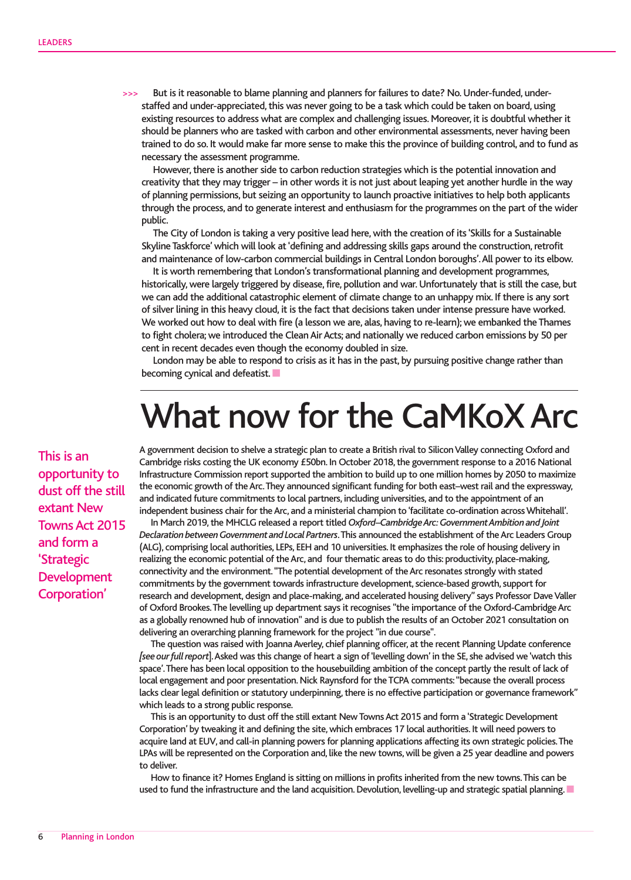But is it reasonable to blame planning and planners for failures to date? No. Under-funded, under-staffed and under-appreciated, this was never going to be a task which could be taken on board, using existing resources to address what are complex and challenging issues. Moreover, it is doubtful whether it should be planners who are tasked with carbon and other environmental assessments, never having been trained to do so. It would make far more sense to make this the province of building control, and to fund as necessary the assessment programme.

However, there is another side to carbon reduction strategies which is the potential innovation and creativity that they may trigger – in other words it is not just about leaping yet another hurdle in the way of planning permissions, but seizing an opportunity to launch proactive initiatives to help both applicants through the process, and to generate interest and enthusiasm for the programmes on the part of the wider public.

The City of London is taking a very positive lead here, with the creation of its 'Skills for a Sustainable Skyline Taskforce' which will look at 'defining and addressing skills gaps around the construction, retrofit and maintenance of low-carbon commercial buildings in Central London boroughs'. All power to its elbow.

It is worth remembering that London's transformational planning and development programmes, historically, were largely triggered by disease, fire, pollution and war. Unfortunately that is still the case, but we can add the additional catastrophic element of climate change to an unhappy mix. If there is any sort of silver lining in this heavy cloud, it is the fact that decisions taken under intense pressure have worked. We worked out how to deal with fire (a lesson we are, alas, having to re-learn); we embanked the Thames to fight cholera; we introduced the Clean Air Acts; and nationally we reduced carbon emissions by 50 per cent in recent decades even though the economy doubled in size.

London may be able to respond to crisis as it has in the past, by pursuing positive change rather than becoming cynical and defeatist.

# What now for the CaMKoX Arc

**This is an opportunity to dust off the still extant New Towns Act 2015 and form a 'Strategic Development Corporation'**

A government decision to shelve a strategic plan to create a British rival to Silicon Valley connecting Oxford and Cambridge risks costing the UK economy £50bn. In October 2018, the government response to a 2016 National Infrastructure Commission report supported the ambition to build up to one million homes by 2050 to maximize the economic growth of the Arc. They announced significant funding for both east–west rail and the expressway, and indicated future commitments to local partners, including universities, and to the appointment of an independent business chair for the Arc, and a ministerial champion to 'facilitate co-ordination across Whitehall'.

In March 2019, the MHCLG released a report titled *Oxford–Cambridge Arc: Government Ambition and Joint Declaration between Government and Local Partners*. This announced the establishment of the Arc Leaders Group (ALG), comprising local authorities, LEPs, EEH and 10 universities. It emphasizes the role of housing delivery in realizing the economic potential of the Arc, and four thematic areas to do this: productivity, place-making, connectivity and the environment. "The potential development of the Arc resonates strongly with stated commitments by the government towards infrastructure development, science-based growth, support for research and development, design and place-making, and accelerated housing delivery" says Professor Dave Valler of Oxford Brookes. The levelling up department says it recognises "the importance of the Oxford-Cambridge Arc as a globally renowned hub of innovation" and is due to publish the results of an October 2021 consultation on delivering an overarching planning framework for the project "in due course".

The question was raised with Joanna Averley, chief planning officer, at the recent Planning Update conference *[see our full report]*. Asked was this change of heart a sign of 'levelling down' in the SE, she advised we 'watch this space'. There has been local opposition to the housebuilding ambition of the concept partly the result of lack of local engagement and poor presentation. Nick Raynsford for the TCPA comments: "because the overall process lacks clear legal definition or statutory underpinning, there is no effective participation or governance framework" which leads to a strong public response.

This is an opportunity to dust off the still extant New Towns Act 2015 and form a 'Strategic Development Corporation' by tweaking it and defining the site, which embraces 17 local authorities. It will need powers to acquire land at EUV, and call-in planning powers for planning applications affecting its own strategic policies. The LPAs will be represented on the Corporation and, like the new towns, will be given a 25 year deadline and powers to deliver.

How to finance it? Homes England is sitting on millions in profits inherited from the new towns. This can be used to fund the infrastructure and the land acquisition. Devolution, levelling-up and strategic spatial planning.